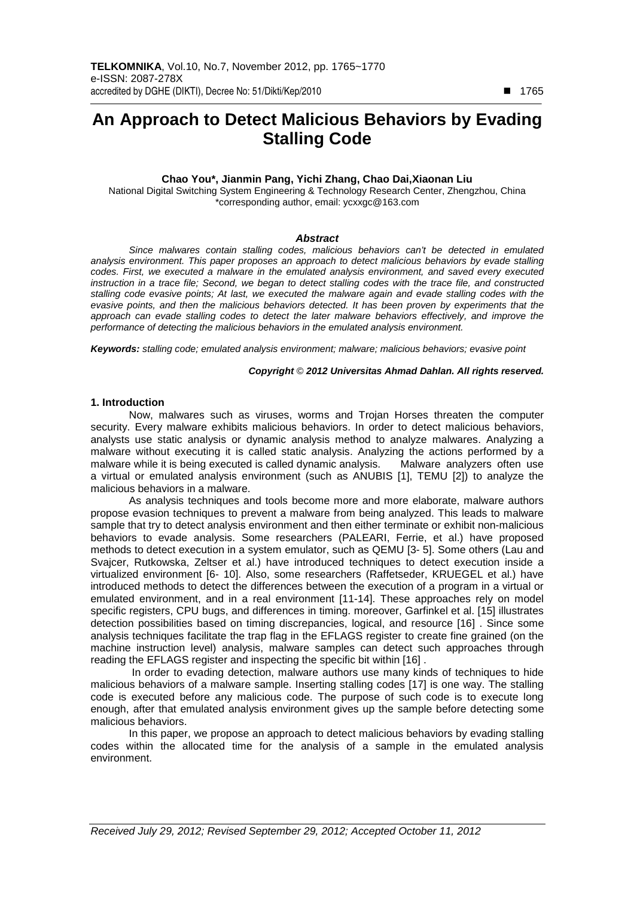# An Approach to Detect Malicious Behaviors by Evading Stalling Code

**Chao You\*, Jianmin Pang, Yichi Zhang, Chao Dai,Xiaonan Liu**

National Digital Switching System Engineering & Technology Research Center, Zhengzhou, China
\*corresponding author, email: ycxxgc@163.com

### *Abstract*

*Since malwares contain stalling codes, malicious behaviors can't be detected in emulated analysis environment. This paper proposes an approach to detect malicious behaviors by evade stalling codes. First, we executed a malware in the emulated analysis environment, and saved every executed instruction in a trace file; Second, we began to detect stalling codes with the trace file, and constructed stalling code evasive points; At last, we executed the malware again and evade stalling codes with the evasive points, and then the malicious behaviors detected. It has been proven by experiments that the approach can evade stalling codes to detect the later malware behaviors effectively, and improve the performance of detecting the malicious behaviors in the emulated analysis environment.*

***Keywords:*** *stalling code; emulated analysis environment; malware; malicious behaviors; evasive point*

***Copyright © 2012 Universitas Ahmad Dahlan. All rights reserved.***

## 1. Introduction

Now, malwares such as viruses, worms and Trojan Horses threaten the computer security. Every malware exhibits malicious behaviors. In order to detect malicious behaviors, analysts use static analysis or dynamic analysis method to analyze malwares. Analyzing a malware without executing it is called static analysis. Analyzing the actions performed by a malware while it is being executed is called dynamic analysis. Malware analyzers often use a virtual or emulated analysis environment (such as ANUBIS [1], TEMU [2]) to analyze the malicious behaviors in a malware.

As analysis techniques and tools become more and more elaborate, malware authors propose evasion techniques to prevent a malware from being analyzed. This leads to malware sample that try to detect analysis environment and then either terminate or exhibit non-malicious behaviors to evade analysis. Some researchers (PALEARI, Ferrie, et al.) have proposed methods to detect execution in a system emulator, such as QEMU [3- 5]. Some others (Lau and Svajcer, Rutkowska, Zeltser et al.) have introduced techniques to detect execution inside a virtualized environment [6- 10]. Also, some researchers (Raffetseder, KRUEGEL et al.) have introduced methods to detect the differences between the execution of a program in a virtual or emulated environment, and in a real environment [11-14]. These approaches rely on model specific registers, CPU bugs, and differences in timing. moreover, Garfinkel et al. [15] illustrates detection possibilities based on timing discrepancies, logical, and resource [16] . Since some analysis techniques facilitate the trap flag in the EFLAGS register to create fine grained (on the machine instruction level) analysis, malware samples can detect such approaches through reading the EFLAGS register and inspecting the specific bit within [16] .

In order to evading detection, malware authors use many kinds of techniques to hide malicious behaviors of a malware sample. Inserting stalling codes [17] is one way. The stalling code is executed before any malicious code. The purpose of such code is to execute long enough, after that emulated analysis environment gives up the sample before detecting some malicious behaviors.

In this paper, we propose an approach to detect malicious behaviors by evading stalling codes within the allocated time for the analysis of a sample in the emulated analysis environment.

*Received July 29, 2012; Revised September 29, 2012; Accepted October 11, 2012*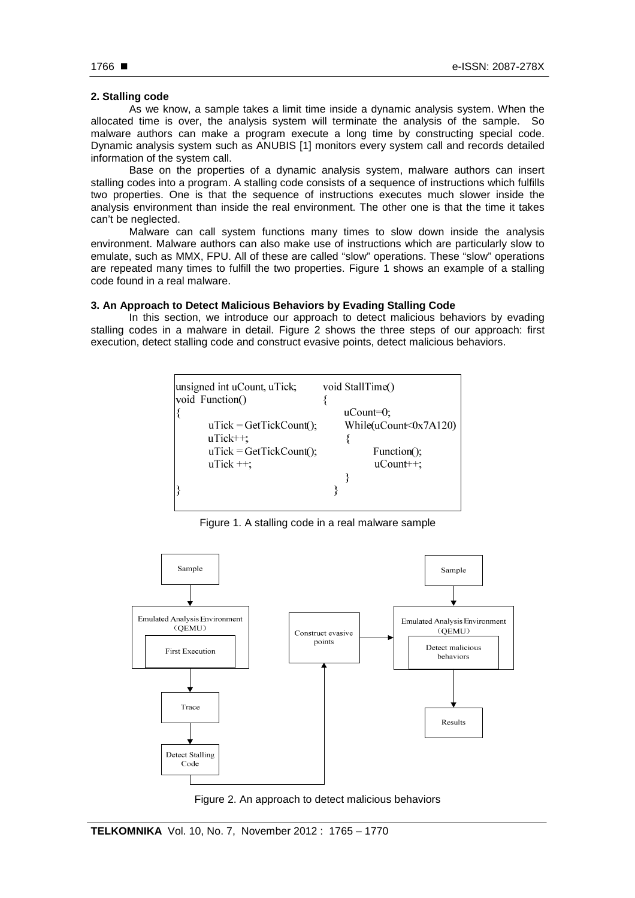## 2. Stalling code

As we know, a sample takes a limit time inside a dynamic analysis system. When the allocated time is over, the analysis system will terminate the analysis of the sample. So malware authors can make a program execute a long time by constructing special code. Dynamic analysis system such as ANUBIS [1] monitors every system call and records detailed information of the system call.

Base on the properties of a dynamic analysis system, malware authors can insert stalling codes into a program. A stalling code consists of a sequence of instructions which fulfills two properties. One is that the sequence of instructions executes much slower inside the analysis environment than inside the real environment. The other one is that the time it takes can't be neglected.

Malware can call system functions many times to slow down inside the analysis environment. Malware authors can also make use of instructions which are particularly slow to emulate, such as MMX, FPU. All of these are called "slow" operations. These "slow" operations are repeated many times to fulfill the two properties. Figure 1 shows an example of a stalling code found in a real malware.

## 3. An Approach to Detect Malicious Behaviors by Evading Stalling Code

In this section, we introduce our approach to detect malicious behaviors by evading stalling codes in a malware in detail. Figure 2 shows the three steps of our approach: first execution, detect stalling code and construct evasive points, detect malicious behaviors.

```
unsigned int uCount, uTick;        void StallTime()
void  Function()                   {
{                                      uCount=0;
      uTick = GetTickCount();          While(uCount<0x7A120)
      uTick++;                         {
      uTick = GetTickCount();              Function();
      uTick ++;                            uCount++;
                                       }
}                                    }
```

Figure 1. A stalling code in a real malware sample

Figure 2. An approach to detect malicious behaviors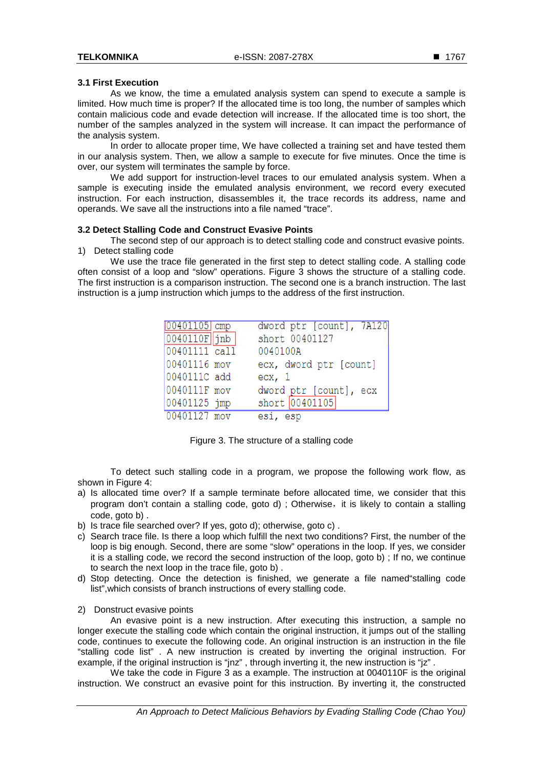### 3.1 First Execution

As we know, the time a emulated analysis system can spend to execute a sample is limited. How much time is proper? If the allocated time is too long, the number of samples which contain malicious code and evade detection will increase. If the allocated time is too short, the number of the samples analyzed in the system will increase. It can impact the performance of the analysis system.

In order to allocate proper time, We have collected a training set and have tested them in our analysis system. Then, we allow a sample to execute for five minutes. Once the time is over, our system will terminates the sample by force.

We add support for instruction-level traces to our emulated analysis system. When a sample is executing inside the emulated analysis environment, we record every executed instruction. For each instruction, disassembles it, the trace records its address, name and operands. We save all the instructions into a file named "trace".

### 3.2 Detect Stalling Code and Construct Evasive Points

The second step of our approach is to detect stalling code and construct evasive points.

1) Detect stalling code

We use the trace file generated in the first step to detect stalling code. A stalling code often consist of a loop and "slow" operations. Figure 3 shows the structure of a stalling code. The first instruction is a comparison instruction. The second one is a branch instruction. The last instruction is a jump instruction which jumps to the address of the first instruction.

```
00401105 cmp   dword ptr [count], 7A120
0040110F jnb   short 00401127
00401111 call  0040100A
00401116 mov   ecx, dword ptr [count]
0040111C add   ecx, 1
0040111F mov   dword ptr [count], ecx
00401125 jmp   short 00401105
00401127 mov   esi, esp
```

Figure 3. The structure of a stalling code

To detect such stalling code in a program, we propose the following work flow, as shown in Figure 4:

a) Is allocated time over? If a sample terminate before allocated time, we consider that this program don't contain a stalling code, goto d) ; Otherwise, it is likely to contain a stalling code, goto b) .
b) Is trace file searched over? If yes, goto d); otherwise, goto c) .
c) Search trace file. Is there a loop which fulfill the next two conditions? First, the number of the loop is big enough. Second, there are some "slow" operations in the loop. If yes, we consider it is a stalling code, we record the second instruction of the loop, goto b) ; If no, we continue to search the next loop in the trace file, goto b) .
d) Stop detecting. Once the detection is finished, we generate a file named"stalling code list",which consists of branch instructions of every stalling code.

2) Donstruct evasive points

An evasive point is a new instruction. After executing this instruction, a sample no longer execute the stalling code which contain the original instruction, it jumps out of the stalling code, continues to execute the following code. An original instruction is an instruction in the file "stalling code list" . A new instruction is created by inverting the original instruction. For example, if the original instruction is "jnz" , through inverting it, the new instruction is "jz" .

We take the code in Figure 3 as a example. The instruction at 0040110F is the original instruction. We construct an evasive point for this instruction. By inverting it, the constructed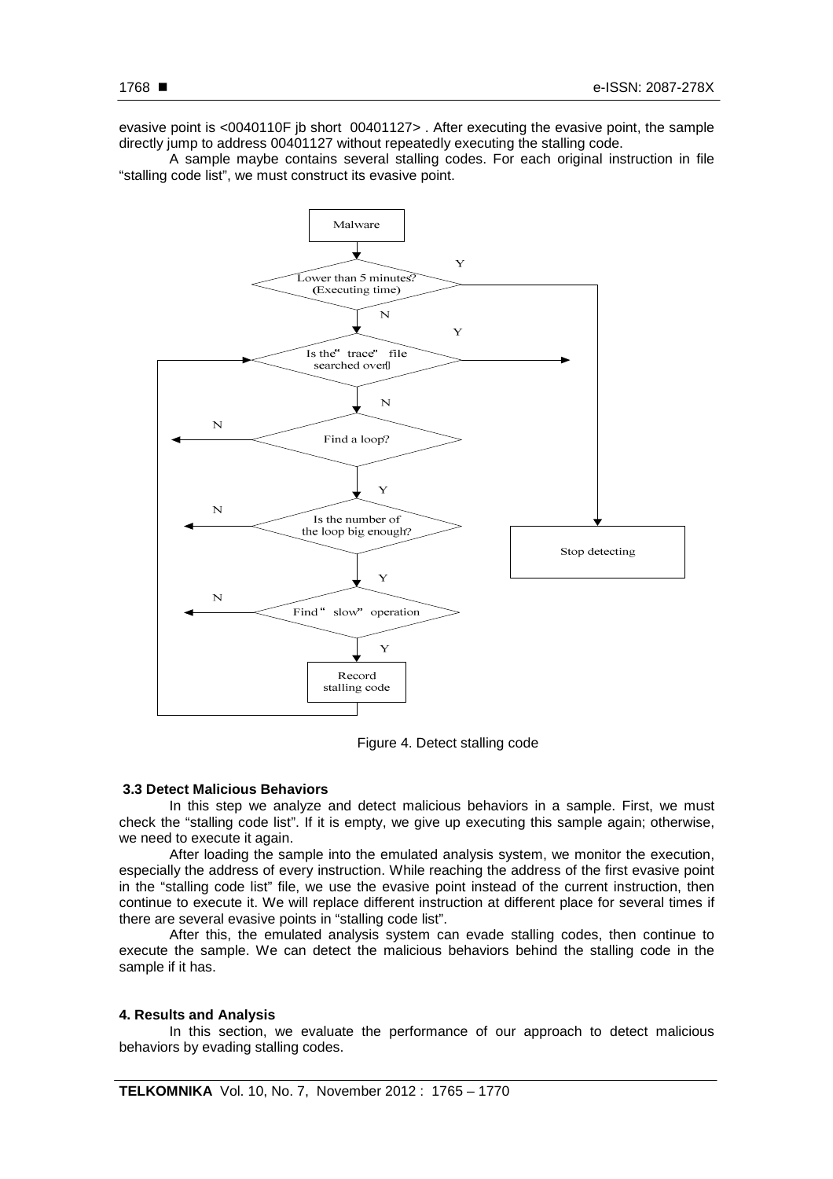evasive point is <0040110F jb short 00401127> . After executing the evasive point, the sample directly jump to address 00401127 without repeatedly executing the stalling code.

A sample maybe contains several stalling codes. For each original instruction in file "stalling code list", we must construct its evasive point.

Figure 4. Detect stalling code

### 3.3 Detect Malicious Behaviors

In this step we analyze and detect malicious behaviors in a sample. First, we must check the "stalling code list". If it is empty, we give up executing this sample again; otherwise, we need to execute it again.

After loading the sample into the emulated analysis system, we monitor the execution, especially the address of every instruction. While reaching the address of the first evasive point in the "stalling code list" file, we use the evasive point instead of the current instruction, then continue to execute it. We will replace different instruction at different place for several times if there are several evasive points in "stalling code list".

After this, the emulated analysis system can evade stalling codes, then continue to execute the sample. We can detect the malicious behaviors behind the stalling code in the sample if it has.

## 4. Results and Analysis

In this section, we evaluate the performance of our approach to detect malicious behaviors by evading stalling codes.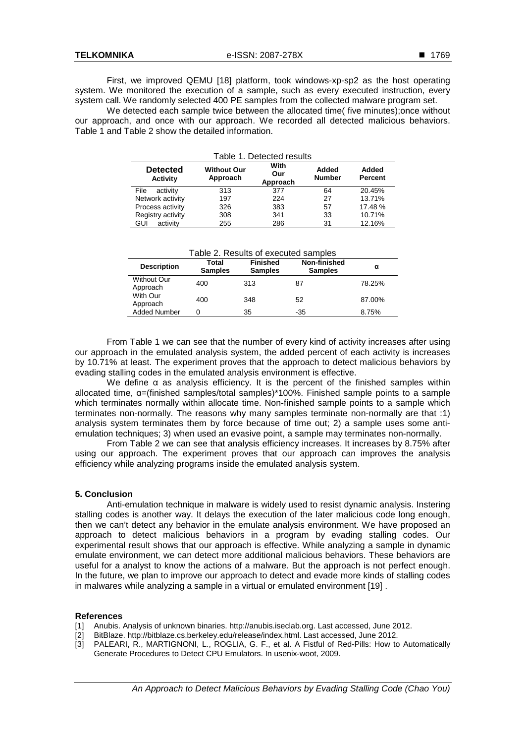First, we improved QEMU [18] platform, took windows-xp-sp2 as the host operating system. We monitored the execution of a sample, such as every executed instruction, every system call. We randomly selected 400 PE samples from the collected malware program set.

We detected each sample twice between the allocated time( five minutes);once without our approach, and once with our approach. We recorded all detected malicious behaviors. Table 1 and Table 2 show the detailed information.

Table 1. Detected results

| Detected Activity | Without Our Approach | With Our Approach | Added Number | Added Percent |
|---|---|---|---|---|
| File activity | 313 | 377 | 64 | 20.45% |
| Network activity | 197 | 224 | 27 | 13.71% |
| Process activity | 326 | 383 | 57 | 17.48 % |
| Registry activity | 308 | 341 | 33 | 10.71% |
| GUI activity | 255 | 286 | 31 | 12.16% |

Table 2. Results of executed samples

| Description | Total Samples | Finished Samples | Non-finished Samples | α |
|---|---|---|---|---|
| Without Our Approach | 400 | 313 | 87 | 78.25% |
| With Our Approach | 400 | 348 | 52 | 87.00% |
| Added Number | 0 | 35 | -35 | 8.75% |

From Table 1 we can see that the number of every kind of activity increases after using our approach in the emulated analysis system, the added percent of each activity is increases by 10.71% at least. The experiment proves that the approach to detect malicious behaviors by evading stalling codes in the emulated analysis environment is effective.

We define α as analysis efficiency. It is the percent of the finished samples within allocated time, α=(finished samples/total samples)*100%. Finished sample points to a sample which terminates normally within allocate time. Non-finished sample points to a sample which terminates non-normally. The reasons why many samples terminate non-normally are that :1) analysis system terminates them by force because of time out; 2) a sample uses some anti-emulation techniques; 3) when used an evasive point, a sample may terminates non-normally.

From Table 2 we can see that analysis efficiency increases. It increases by 8.75% after using our approach. The experiment proves that our approach can improves the analysis efficiency while analyzing programs inside the emulated analysis system.

## 5. Conclusion

Anti-emulation technique in malware is widely used to resist dynamic analysis. Instering stalling codes is another way. It delays the execution of the later malicious code long enough, then we can't detect any behavior in the emulate analysis environment. We have proposed an approach to detect malicious behaviors in a program by evading stalling codes. Our experimental result shows that our approach is effective. While analyzing a sample in dynamic emulate environment, we can detect more additional malicious behaviors. These behaviors are useful for a analyst to know the actions of a malware. But the approach is not perfect enough. In the future, we plan to improve our approach to detect and evade more kinds of stalling codes in malwares while analyzing a sample in a virtual or emulated environment [19] .

## References

[1] Anubis. Analysis of unknown binaries. http://anubis.iseclab.org. Last accessed, June 2012.

[2] BitBlaze. http://bitblaze.cs.berkeley.edu/release/index.html. Last accessed, June 2012.

[3] PALEARI, R., MARTIGNONI, L., ROGLIA, G. F., et al. A Fistful of Red-Pills: How to Automatically Generate Procedures to Detect CPU Emulators. In usenix-woot, 2009.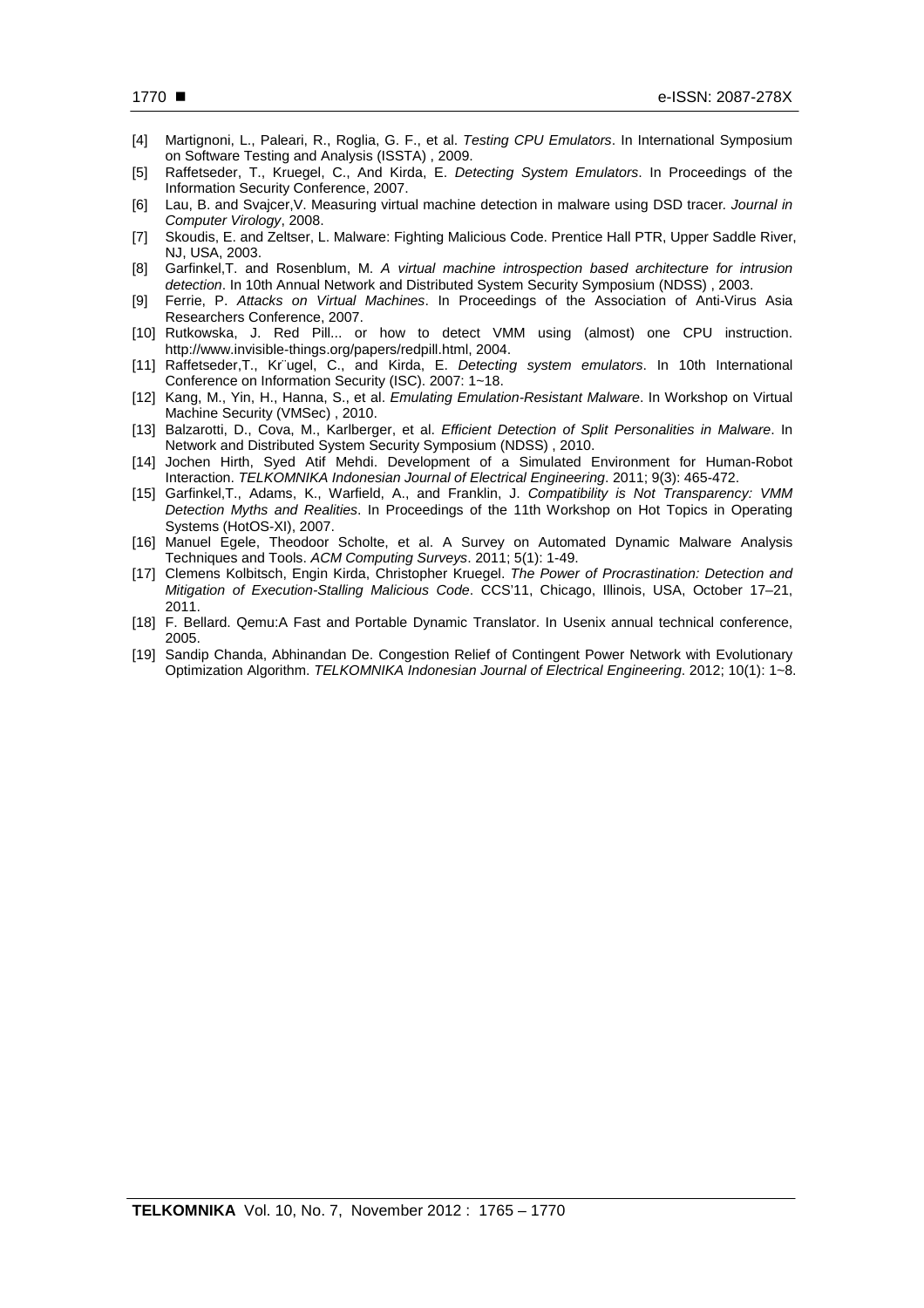[4] Martignoni, L., Paleari, R., Roglia, G. F., et al. *Testing CPU Emulators*. In International Symposium on Software Testing and Analysis (ISSTA) , 2009.

[5] Raffetseder, T., Kruegel, C., And Kirda, E. *Detecting System Emulators*. In Proceedings of the Information Security Conference, 2007.

[6] Lau, B. and Svajcer,V. Measuring virtual machine detection in malware using DSD tracer. *Journal in Computer Virology*, 2008.

[7] Skoudis, E. and Zeltser, L. Malware: Fighting Malicious Code. Prentice Hall PTR, Upper Saddle River, NJ, USA, 2003.

[8] Garfinkel,T. and Rosenblum, M. *A virtual machine introspection based architecture for intrusion detection*. In 10th Annual Network and Distributed System Security Symposium (NDSS) , 2003.

[9] Ferrie, P. *Attacks on Virtual Machines*. In Proceedings of the Association of Anti-Virus Asia Researchers Conference, 2007.

[10] Rutkowska, J. Red Pill... or how to detect VMM using (almost) one CPU instruction. http://www.invisible-things.org/papers/redpill.html, 2004.

[11] Raffetseder,T., Kr¨ugel, C., and Kirda, E. *Detecting system emulators*. In 10th International Conference on Information Security (ISC). 2007: 1~18.

[12] Kang, M., Yin, H., Hanna, S., et al. *Emulating Emulation-Resistant Malware*. In Workshop on Virtual Machine Security (VMSec) , 2010.

[13] Balzarotti, D., Cova, M., Karlberger, et al. *Efficient Detection of Split Personalities in Malware*. In Network and Distributed System Security Symposium (NDSS) , 2010.

[14] Jochen Hirth, Syed Atif Mehdi. Development of a Simulated Environment for Human-Robot Interaction. *TELKOMNIKA Indonesian Journal of Electrical Engineering*. 2011; 9(3): 465-472.

[15] Garfinkel,T., Adams, K., Warfield, A., and Franklin, J. *Compatibility is Not Transparency: VMM Detection Myths and Realities*. In Proceedings of the 11th Workshop on Hot Topics in Operating Systems (HotOS-XI), 2007.

[16] Manuel Egele, Theodoor Scholte, et al. A Survey on Automated Dynamic Malware Analysis Techniques and Tools. *ACM Computing Surveys*. 2011; 5(1): 1-49.

[17] Clemens Kolbitsch, Engin Kirda, Christopher Kruegel. *The Power of Procrastination: Detection and Mitigation of Execution-Stalling Malicious Code*. CCS'11, Chicago, Illinois, USA, October 17–21, 2011.

[18] F. Bellard. Qemu:A Fast and Portable Dynamic Translator. In Usenix annual technical conference, 2005.

[19] Sandip Chanda, Abhinandan De. Congestion Relief of Contingent Power Network with Evolutionary Optimization Algorithm. *TELKOMNIKA Indonesian Journal of Electrical Engineering*. 2012; 10(1): 1~8.